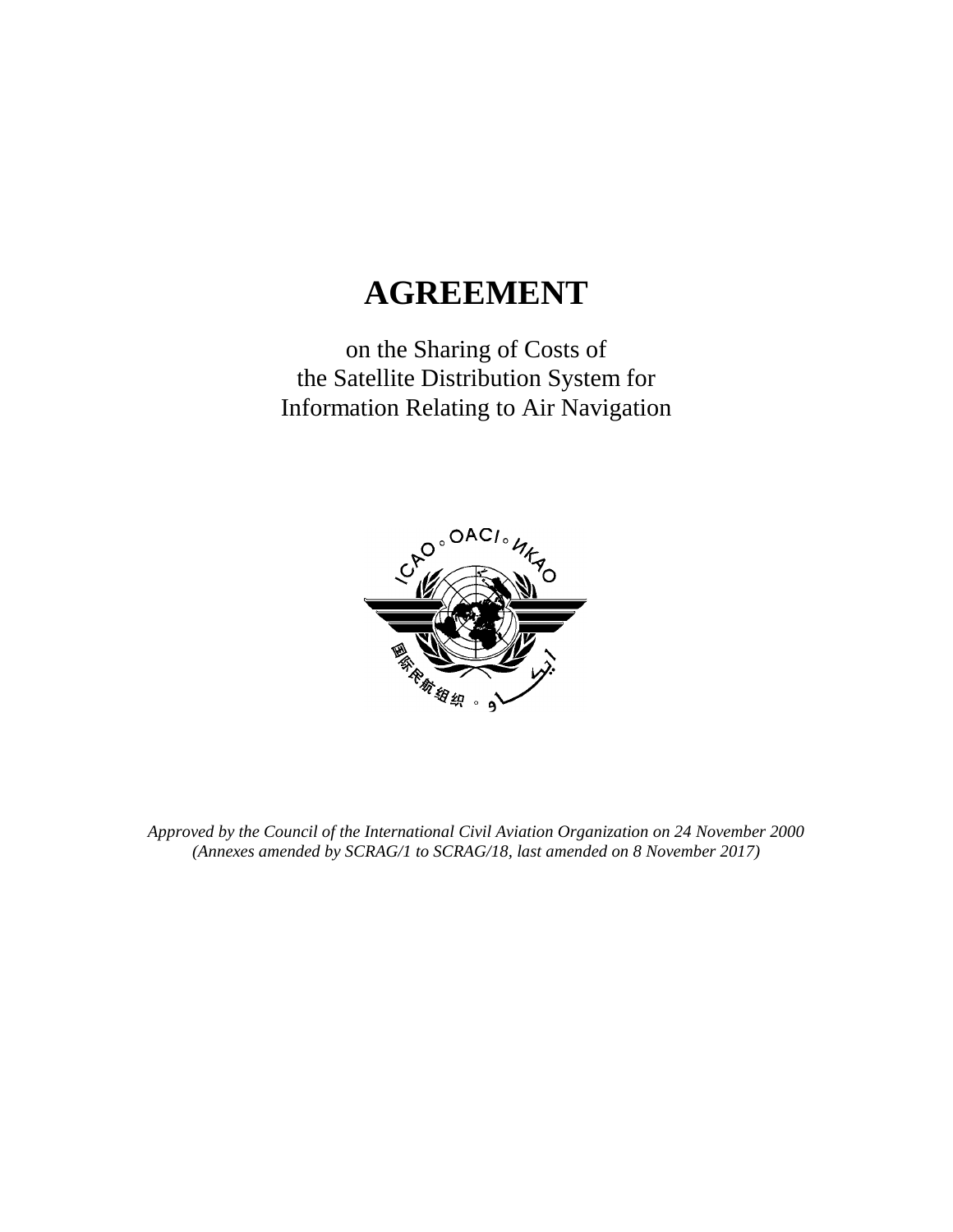# AGREEMENT

on the Sharing of Costs of
the Satellite Distribution System for
Information Relating to Air Navigation

*Approved by the Council of the International Civil Aviation Organization on 24 November 2000*
*(Annexes amended by SCRAG/1 to SCRAG/18, last amended on 8 November 2017)*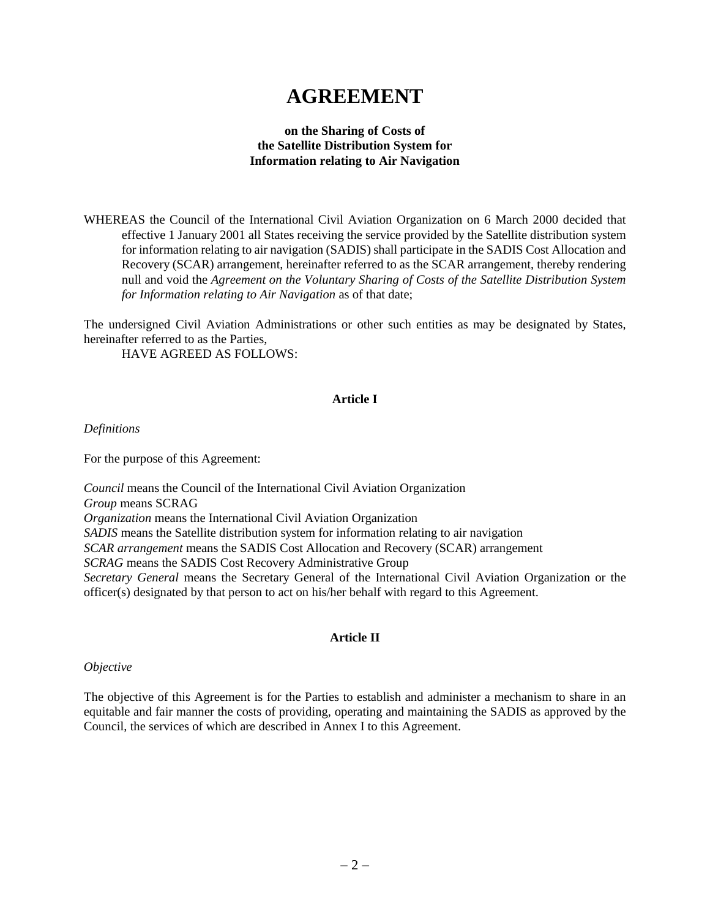# AGREEMENT

**on the Sharing of Costs of
the Satellite Distribution System for
Information relating to Air Navigation**

WHEREAS the Council of the International Civil Aviation Organization on 6 March 2000 decided that effective 1 January 2001 all States receiving the service provided by the Satellite distribution system for information relating to air navigation (SADIS) shall participate in the SADIS Cost Allocation and Recovery (SCAR) arrangement, hereinafter referred to as the SCAR arrangement, thereby rendering null and void the *Agreement on the Voluntary Sharing of Costs of the Satellite Distribution System for Information relating to Air Navigation* as of that date;

The undersigned Civil Aviation Administrations or other such entities as may be designated by States, hereinafter referred to as the Parties,

HAVE AGREED AS FOLLOWS:

**Article I**

*Definitions*

For the purpose of this Agreement:

*Council* means the Council of the International Civil Aviation Organization
*Group* means SCRAG
*Organization* means the International Civil Aviation Organization
*SADIS* means the Satellite distribution system for information relating to air navigation
*SCAR arrangement* means the SADIS Cost Allocation and Recovery (SCAR) arrangement
*SCRAG* means the SADIS Cost Recovery Administrative Group
*Secretary General* means the Secretary General of the International Civil Aviation Organization or the officer(s) designated by that person to act on his/her behalf with regard to this Agreement.

**Article II**

*Objective*

The objective of this Agreement is for the Parties to establish and administer a mechanism to share in an equitable and fair manner the costs of providing, operating and maintaining the SADIS as approved by the Council, the services of which are described in Annex I to this Agreement.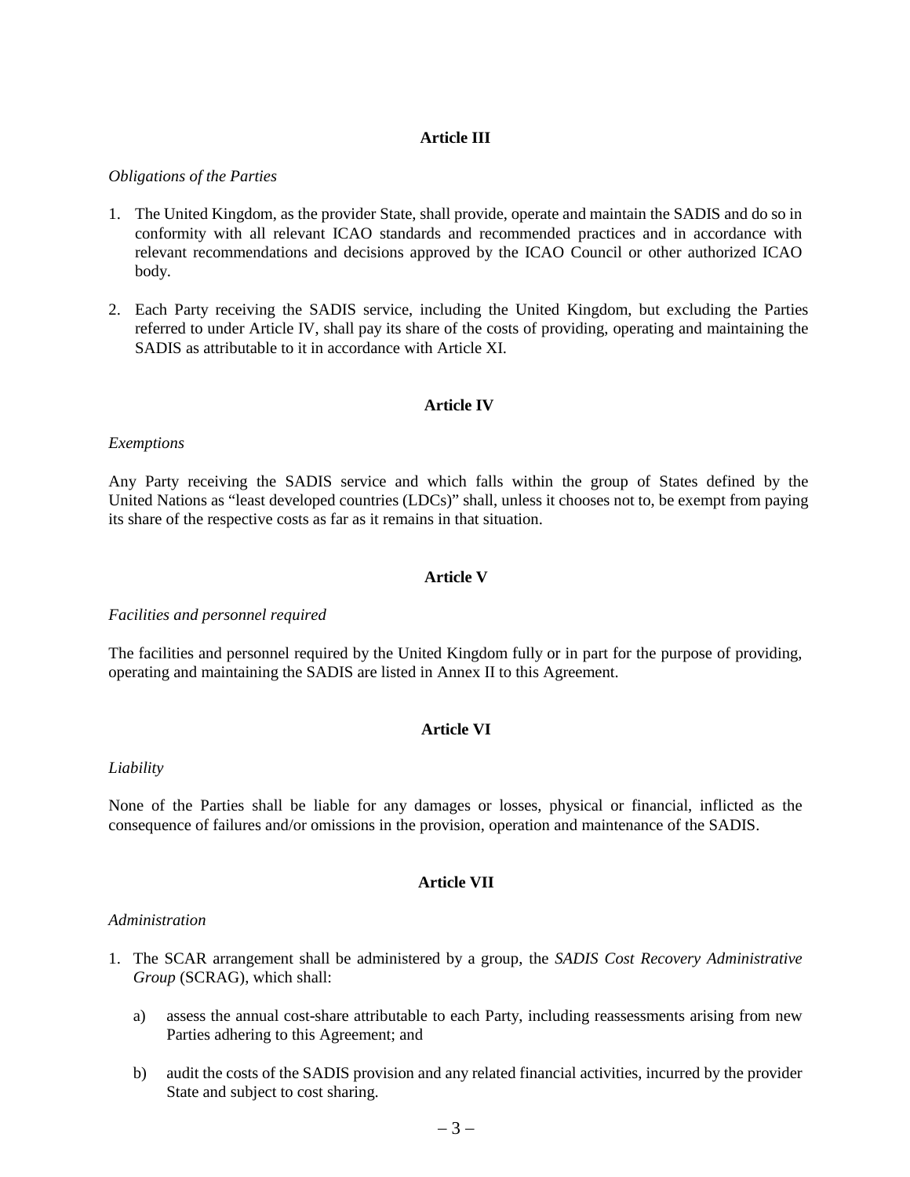## Article III

*Obligations of the Parties*

1. The United Kingdom, as the provider State, shall provide, operate and maintain the SADIS and do so in conformity with all relevant ICAO standards and recommended practices and in accordance with relevant recommendations and decisions approved by the ICAO Council or other authorized ICAO body.

2. Each Party receiving the SADIS service, including the United Kingdom, but excluding the Parties referred to under Article IV, shall pay its share of the costs of providing, operating and maintaining the SADIS as attributable to it in accordance with Article XI.

## Article IV

*Exemptions*

Any Party receiving the SADIS service and which falls within the group of States defined by the United Nations as "least developed countries (LDCs)" shall, unless it chooses not to, be exempt from paying its share of the respective costs as far as it remains in that situation.

## Article V

*Facilities and personnel required*

The facilities and personnel required by the United Kingdom fully or in part for the purpose of providing, operating and maintaining the SADIS are listed in Annex II to this Agreement.

## Article VI

*Liability*

None of the Parties shall be liable for any damages or losses, physical or financial, inflicted as the consequence of failures and/or omissions in the provision, operation and maintenance of the SADIS.

## Article VII

*Administration*

1. The SCAR arrangement shall be administered by a group, the *SADIS Cost Recovery Administrative Group* (SCRAG), which shall:

   a) assess the annual cost-share attributable to each Party, including reassessments arising from new Parties adhering to this Agreement; and

   b) audit the costs of the SADIS provision and any related financial activities, incurred by the provider State and subject to cost sharing.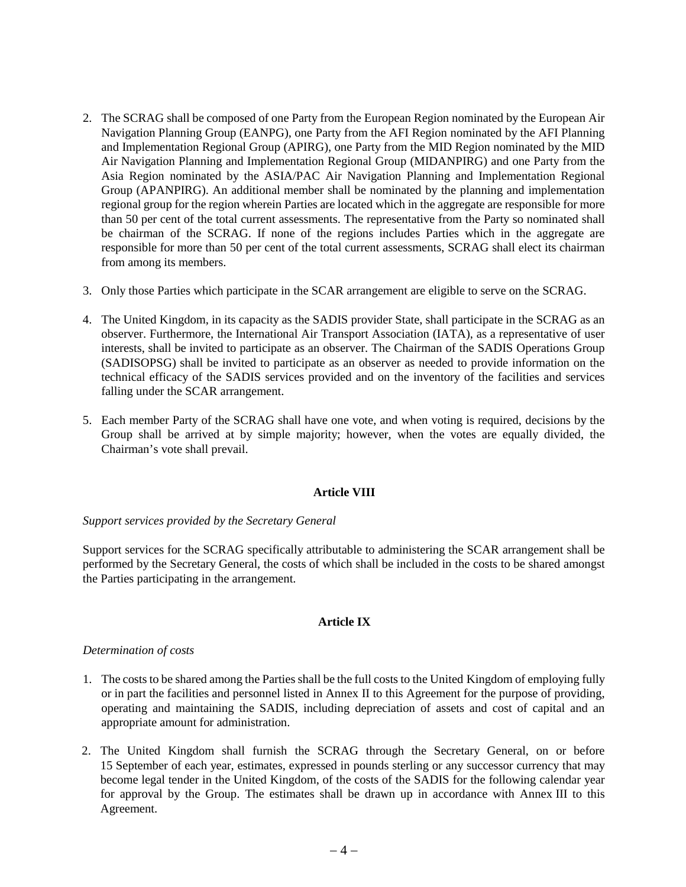2. The SCRAG shall be composed of one Party from the European Region nominated by the European Air Navigation Planning Group (EANPG), one Party from the AFI Region nominated by the AFI Planning and Implementation Regional Group (APIRG), one Party from the MID Region nominated by the MID Air Navigation Planning and Implementation Regional Group (MIDANPIRG) and one Party from the Asia Region nominated by the ASIA/PAC Air Navigation Planning and Implementation Regional Group (APANPIRG). An additional member shall be nominated by the planning and implementation regional group for the region wherein Parties are located which in the aggregate are responsible for more than 50 per cent of the total current assessments. The representative from the Party so nominated shall be chairman of the SCRAG. If none of the regions includes Parties which in the aggregate are responsible for more than 50 per cent of the total current assessments, SCRAG shall elect its chairman from among its members.

3. Only those Parties which participate in the SCAR arrangement are eligible to serve on the SCRAG.

4. The United Kingdom, in its capacity as the SADIS provider State, shall participate in the SCRAG as an observer. Furthermore, the International Air Transport Association (IATA), as a representative of user interests, shall be invited to participate as an observer. The Chairman of the SADIS Operations Group (SADISOPSG) shall be invited to participate as an observer as needed to provide information on the technical efficacy of the SADIS services provided and on the inventory of the facilities and services falling under the SCAR arrangement.

5. Each member Party of the SCRAG shall have one vote, and when voting is required, decisions by the Group shall be arrived at by simple majority; however, when the votes are equally divided, the Chairman's vote shall prevail.

**Article VIII**

*Support services provided by the Secretary General*

Support services for the SCRAG specifically attributable to administering the SCAR arrangement shall be performed by the Secretary General, the costs of which shall be included in the costs to be shared amongst the Parties participating in the arrangement.

**Article IX**

*Determination of costs*

1. The costs to be shared among the Parties shall be the full costs to the United Kingdom of employing fully or in part the facilities and personnel listed in Annex II to this Agreement for the purpose of providing, operating and maintaining the SADIS, including depreciation of assets and cost of capital and an appropriate amount for administration.

2. The United Kingdom shall furnish the SCRAG through the Secretary General, on or before 15 September of each year, estimates, expressed in pounds sterling or any successor currency that may become legal tender in the United Kingdom, of the costs of the SADIS for the following calendar year for approval by the Group. The estimates shall be drawn up in accordance with Annex III to this Agreement.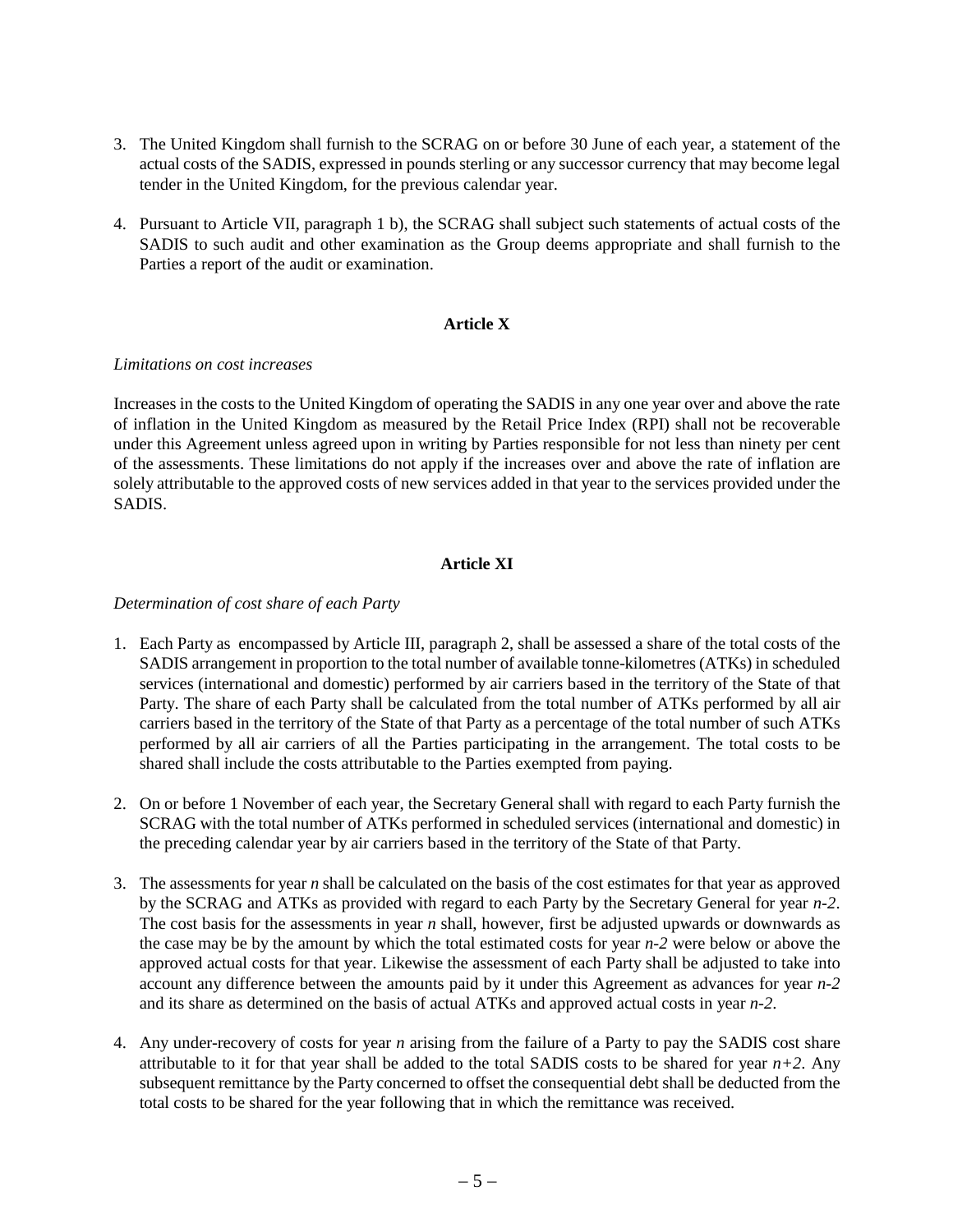3. The United Kingdom shall furnish to the SCRAG on or before 30 June of each year, a statement of the actual costs of the SADIS, expressed in pounds sterling or any successor currency that may become legal tender in the United Kingdom, for the previous calendar year.

4. Pursuant to Article VII, paragraph 1 b), the SCRAG shall subject such statements of actual costs of the SADIS to such audit and other examination as the Group deems appropriate and shall furnish to the Parties a report of the audit or examination.

## Article X

*Limitations on cost increases*

Increases in the costs to the United Kingdom of operating the SADIS in any one year over and above the rate of inflation in the United Kingdom as measured by the Retail Price Index (RPI) shall not be recoverable under this Agreement unless agreed upon in writing by Parties responsible for not less than ninety per cent of the assessments. These limitations do not apply if the increases over and above the rate of inflation are solely attributable to the approved costs of new services added in that year to the services provided under the SADIS.

## Article XI

*Determination of cost share of each Party*

1. Each Party as encompassed by Article III, paragraph 2, shall be assessed a share of the total costs of the SADIS arrangement in proportion to the total number of available tonne-kilometres (ATKs) in scheduled services (international and domestic) performed by air carriers based in the territory of the State of that Party. The share of each Party shall be calculated from the total number of ATKs performed by all air carriers based in the territory of the State of that Party as a percentage of the total number of such ATKs performed by all air carriers of all the Parties participating in the arrangement. The total costs to be shared shall include the costs attributable to the Parties exempted from paying.

2. On or before 1 November of each year, the Secretary General shall with regard to each Party furnish the SCRAG with the total number of ATKs performed in scheduled services (international and domestic) in the preceding calendar year by air carriers based in the territory of the State of that Party.

3. The assessments for year *n* shall be calculated on the basis of the cost estimates for that year as approved by the SCRAG and ATKs as provided with regard to each Party by the Secretary General for year *n-2*. The cost basis for the assessments in year *n* shall, however, first be adjusted upwards or downwards as the case may be by the amount by which the total estimated costs for year *n-2* were below or above the approved actual costs for that year. Likewise the assessment of each Party shall be adjusted to take into account any difference between the amounts paid by it under this Agreement as advances for year *n-2* and its share as determined on the basis of actual ATKs and approved actual costs in year *n-2*.

4. Any under-recovery of costs for year *n* arising from the failure of a Party to pay the SADIS cost share attributable to it for that year shall be added to the total SADIS costs to be shared for year *n+2*. Any subsequent remittance by the Party concerned to offset the consequential debt shall be deducted from the total costs to be shared for the year following that in which the remittance was received.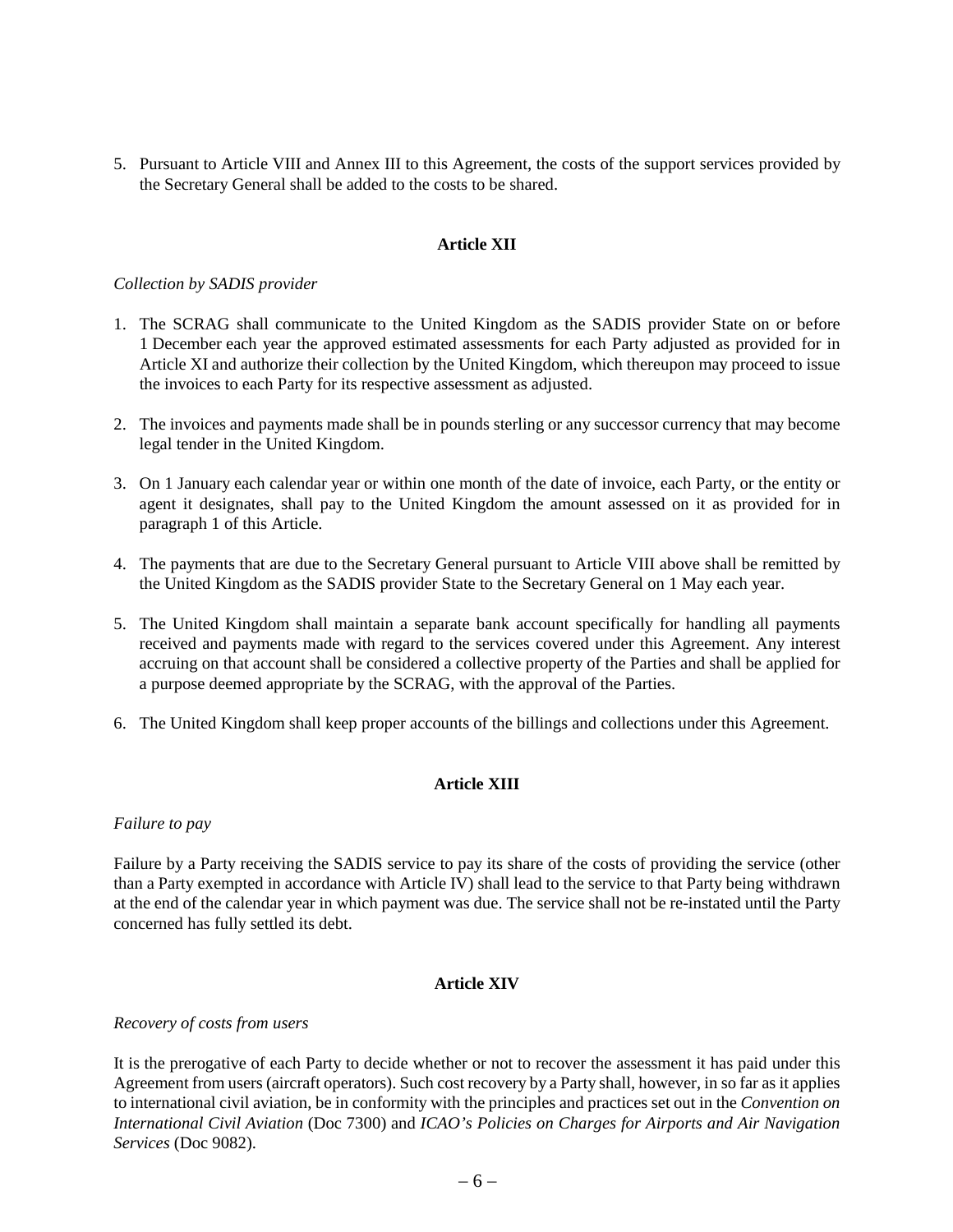5. Pursuant to Article VIII and Annex III to this Agreement, the costs of the support services provided by the Secretary General shall be added to the costs to be shared.

### Article XII

*Collection by SADIS provider*

1. The SCRAG shall communicate to the United Kingdom as the SADIS provider State on or before 1 December each year the approved estimated assessments for each Party adjusted as provided for in Article XI and authorize their collection by the United Kingdom, which thereupon may proceed to issue the invoices to each Party for its respective assessment as adjusted.

2. The invoices and payments made shall be in pounds sterling or any successor currency that may become legal tender in the United Kingdom.

3. On 1 January each calendar year or within one month of the date of invoice, each Party, or the entity or agent it designates, shall pay to the United Kingdom the amount assessed on it as provided for in paragraph 1 of this Article.

4. The payments that are due to the Secretary General pursuant to Article VIII above shall be remitted by the United Kingdom as the SADIS provider State to the Secretary General on 1 May each year.

5. The United Kingdom shall maintain a separate bank account specifically for handling all payments received and payments made with regard to the services covered under this Agreement. Any interest accruing on that account shall be considered a collective property of the Parties and shall be applied for a purpose deemed appropriate by the SCRAG, with the approval of the Parties.

6. The United Kingdom shall keep proper accounts of the billings and collections under this Agreement.

### Article XIII

*Failure to pay*

Failure by a Party receiving the SADIS service to pay its share of the costs of providing the service (other than a Party exempted in accordance with Article IV) shall lead to the service to that Party being withdrawn at the end of the calendar year in which payment was due. The service shall not be re-instated until the Party concerned has fully settled its debt.

### Article XIV

*Recovery of costs from users*

It is the prerogative of each Party to decide whether or not to recover the assessment it has paid under this Agreement from users (aircraft operators). Such cost recovery by a Party shall, however, in so far as it applies to international civil aviation, be in conformity with the principles and practices set out in the *Convention on International Civil Aviation* (Doc 7300) and *ICAO's Policies on Charges for Airports and Air Navigation Services* (Doc 9082).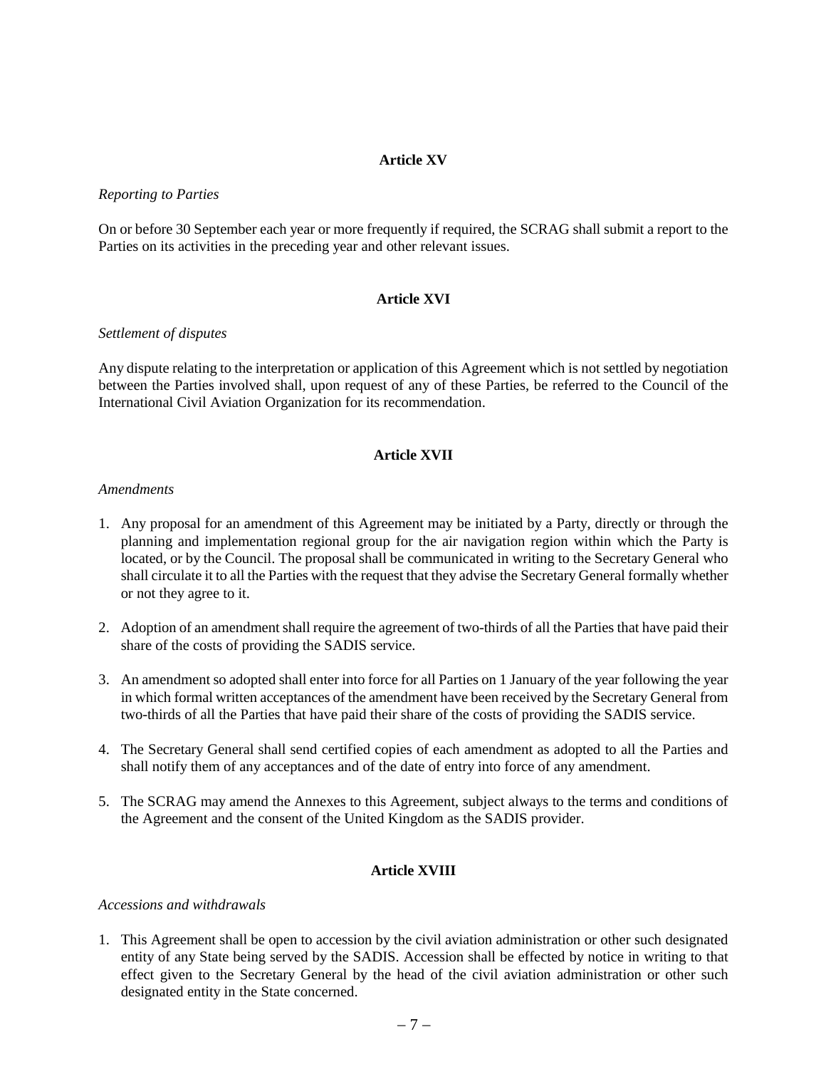## Article XV

*Reporting to Parties*

On or before 30 September each year or more frequently if required, the SCRAG shall submit a report to the Parties on its activities in the preceding year and other relevant issues.

## Article XVI

*Settlement of disputes*

Any dispute relating to the interpretation or application of this Agreement which is not settled by negotiation between the Parties involved shall, upon request of any of these Parties, be referred to the Council of the International Civil Aviation Organization for its recommendation.

## Article XVII

*Amendments*

1. Any proposal for an amendment of this Agreement may be initiated by a Party, directly or through the planning and implementation regional group for the air navigation region within which the Party is located, or by the Council. The proposal shall be communicated in writing to the Secretary General who shall circulate it to all the Parties with the request that they advise the Secretary General formally whether or not they agree to it.

2. Adoption of an amendment shall require the agreement of two-thirds of all the Parties that have paid their share of the costs of providing the SADIS service.

3. An amendment so adopted shall enter into force for all Parties on 1 January of the year following the year in which formal written acceptances of the amendment have been received by the Secretary General from two-thirds of all the Parties that have paid their share of the costs of providing the SADIS service.

4. The Secretary General shall send certified copies of each amendment as adopted to all the Parties and shall notify them of any acceptances and of the date of entry into force of any amendment.

5. The SCRAG may amend the Annexes to this Agreement, subject always to the terms and conditions of the Agreement and the consent of the United Kingdom as the SADIS provider.

## Article XVIII

*Accessions and withdrawals*

1. This Agreement shall be open to accession by the civil aviation administration or other such designated entity of any State being served by the SADIS. Accession shall be effected by notice in writing to that effect given to the Secretary General by the head of the civil aviation administration or other such designated entity in the State concerned.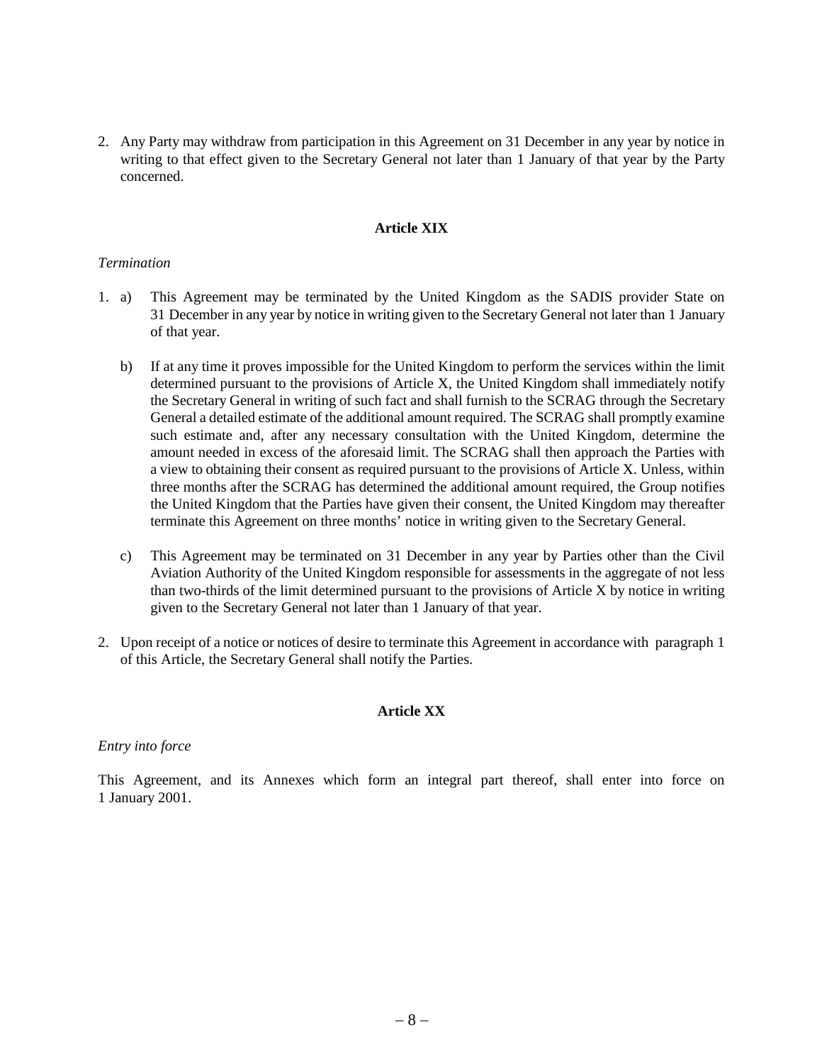2. Any Party may withdraw from participation in this Agreement on 31 December in any year by notice in writing to that effect given to the Secretary General not later than 1 January of that year by the Party concerned.

### Article XIX

*Termination*

1. a) This Agreement may be terminated by the United Kingdom as the SADIS provider State on 31 December in any year by notice in writing given to the Secretary General not later than 1 January of that year.

   b) If at any time it proves impossible for the United Kingdom to perform the services within the limit determined pursuant to the provisions of Article X, the United Kingdom shall immediately notify the Secretary General in writing of such fact and shall furnish to the SCRAG through the Secretary General a detailed estimate of the additional amount required. The SCRAG shall promptly examine such estimate and, after any necessary consultation with the United Kingdom, determine the amount needed in excess of the aforesaid limit. The SCRAG shall then approach the Parties with a view to obtaining their consent as required pursuant to the provisions of Article X. Unless, within three months after the SCRAG has determined the additional amount required, the Group notifies the United Kingdom that the Parties have given their consent, the United Kingdom may thereafter terminate this Agreement on three months' notice in writing given to the Secretary General.

   c) This Agreement may be terminated on 31 December in any year by Parties other than the Civil Aviation Authority of the United Kingdom responsible for assessments in the aggregate of not less than two-thirds of the limit determined pursuant to the provisions of Article X by notice in writing given to the Secretary General not later than 1 January of that year.

2. Upon receipt of a notice or notices of desire to terminate this Agreement in accordance with paragraph 1 of this Article, the Secretary General shall notify the Parties.

### Article XX

*Entry into force*

This Agreement, and its Annexes which form an integral part thereof, shall enter into force on 1 January 2001.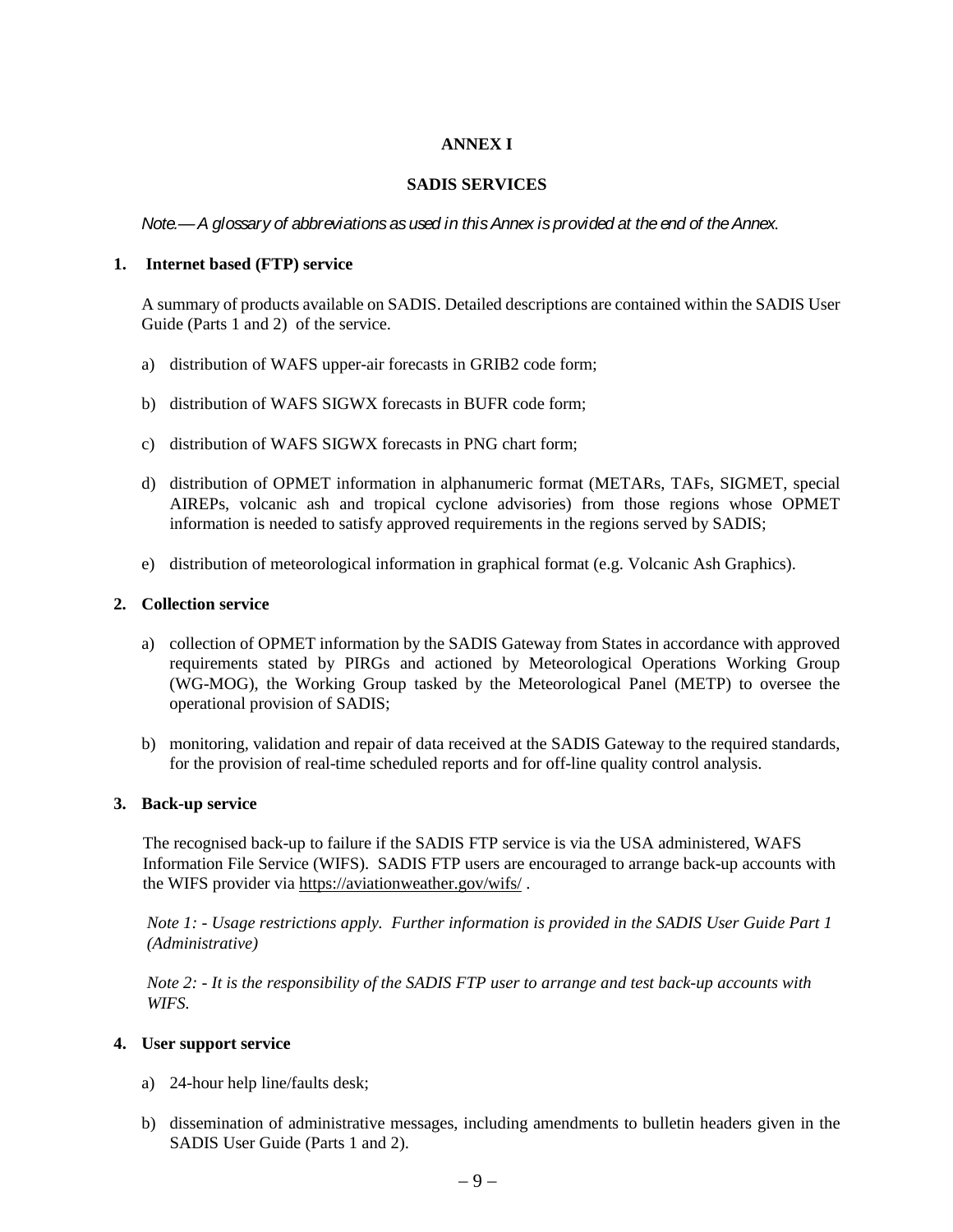# ANNEX I

## SADIS SERVICES

*Note.— A glossary of abbreviations as used in this Annex is provided at the end of the Annex.*

### 1. Internet based (FTP) service

A summary of products available on SADIS. Detailed descriptions are contained within the SADIS User Guide (Parts 1 and 2) of the service.

a) distribution of WAFS upper-air forecasts in GRIB2 code form;

b) distribution of WAFS SIGWX forecasts in BUFR code form;

c) distribution of WAFS SIGWX forecasts in PNG chart form;

d) distribution of OPMET information in alphanumeric format (METARs, TAFs, SIGMET, special AIREPs, volcanic ash and tropical cyclone advisories) from those regions whose OPMET information is needed to satisfy approved requirements in the regions served by SADIS;

e) distribution of meteorological information in graphical format (e.g. Volcanic Ash Graphics).

### 2. Collection service

a) collection of OPMET information by the SADIS Gateway from States in accordance with approved requirements stated by PIRGs and actioned by Meteorological Operations Working Group (WG-MOG), the Working Group tasked by the Meteorological Panel (METP) to oversee the operational provision of SADIS;

b) monitoring, validation and repair of data received at the SADIS Gateway to the required standards, for the provision of real-time scheduled reports and for off-line quality control analysis.

### 3. Back-up service

The recognised back-up to failure if the SADIS FTP service is via the USA administered, WAFS Information File Service (WIFS). SADIS FTP users are encouraged to arrange back-up accounts with the WIFS provider via https://aviationweather.gov/wifs/ .

*Note 1: - Usage restrictions apply. Further information is provided in the SADIS User Guide Part 1 (Administrative)*

*Note 2: - It is the responsibility of the SADIS FTP user to arrange and test back-up accounts with WIFS.*

### 4. User support service

a) 24-hour help line/faults desk;

b) dissemination of administrative messages, including amendments to bulletin headers given in the SADIS User Guide (Parts 1 and 2).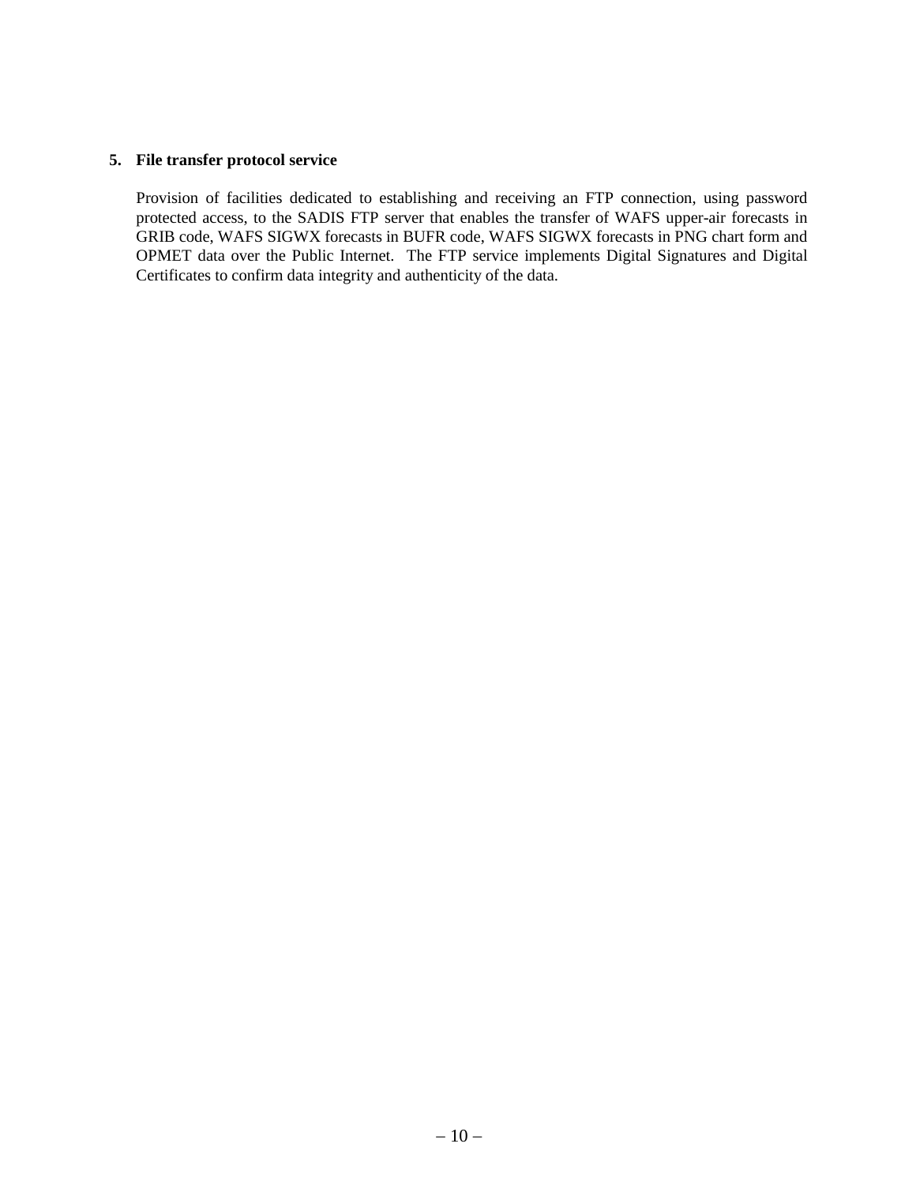**5. File transfer protocol service**

Provision of facilities dedicated to establishing and receiving an FTP connection, using password protected access, to the SADIS FTP server that enables the transfer of WAFS upper-air forecasts in GRIB code, WAFS SIGWX forecasts in BUFR code, WAFS SIGWX forecasts in PNG chart form and OPMET data over the Public Internet. The FTP service implements Digital Signatures and Digital Certificates to confirm data integrity and authenticity of the data.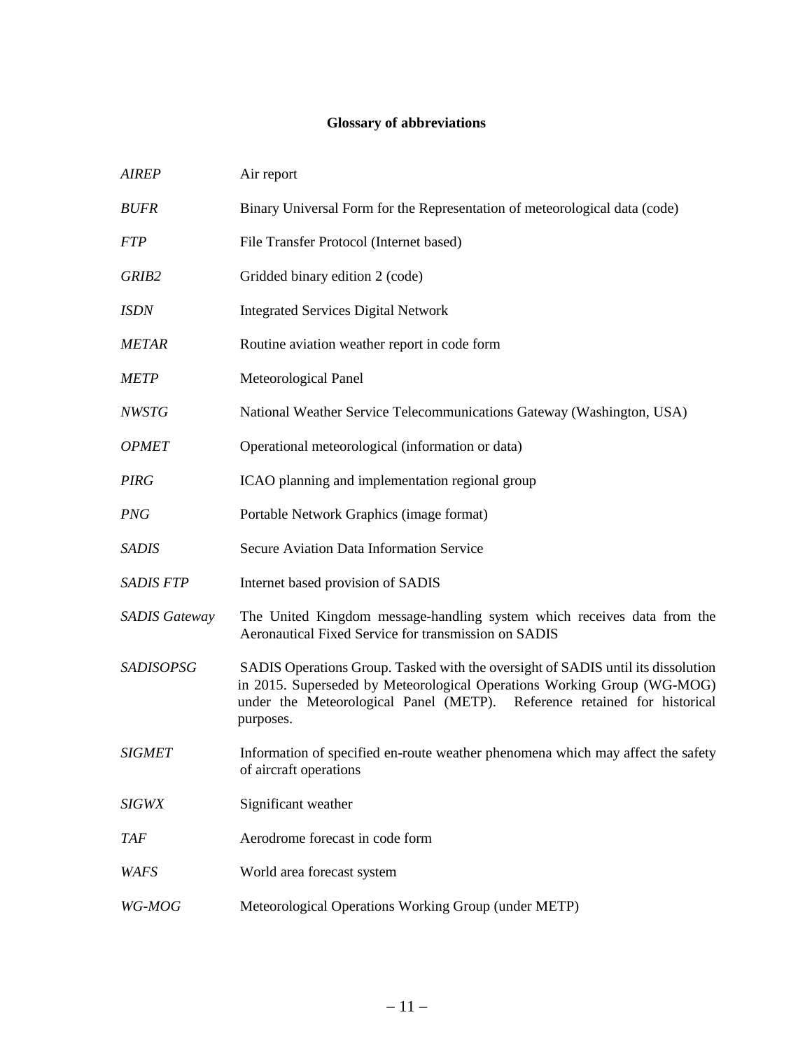## Glossary of abbreviations

| | |
|---|---|
| *AIREP* | Air report |
| *BUFR* | Binary Universal Form for the Representation of meteorological data (code) |
| *FTP* | File Transfer Protocol (Internet based) |
| *GRIB2* | Gridded binary edition 2 (code) |
| *ISDN* | Integrated Services Digital Network |
| *METAR* | Routine aviation weather report in code form |
| *METP* | Meteorological Panel |
| *NWSTG* | National Weather Service Telecommunications Gateway (Washington, USA) |
| *OPMET* | Operational meteorological (information or data) |
| *PIRG* | ICAO planning and implementation regional group |
| *PNG* | Portable Network Graphics (image format) |
| *SADIS* | Secure Aviation Data Information Service |
| *SADIS FTP* | Internet based provision of SADIS |
| *SADIS Gateway* | The United Kingdom message-handling system which receives data from the Aeronautical Fixed Service for transmission on SADIS |
| *SADISOPSG* | SADIS Operations Group. Tasked with the oversight of SADIS until its dissolution in 2015. Superseded by Meteorological Operations Working Group (WG-MOG) under the Meteorological Panel (METP). Reference retained for historical purposes. |
| *SIGMET* | Information of specified en-route weather phenomena which may affect the safety of aircraft operations |
| *SIGWX* | Significant weather |
| *TAF* | Aerodrome forecast in code form |
| *WAFS* | World area forecast system |
| *WG-MOG* | Meteorological Operations Working Group (under METP) |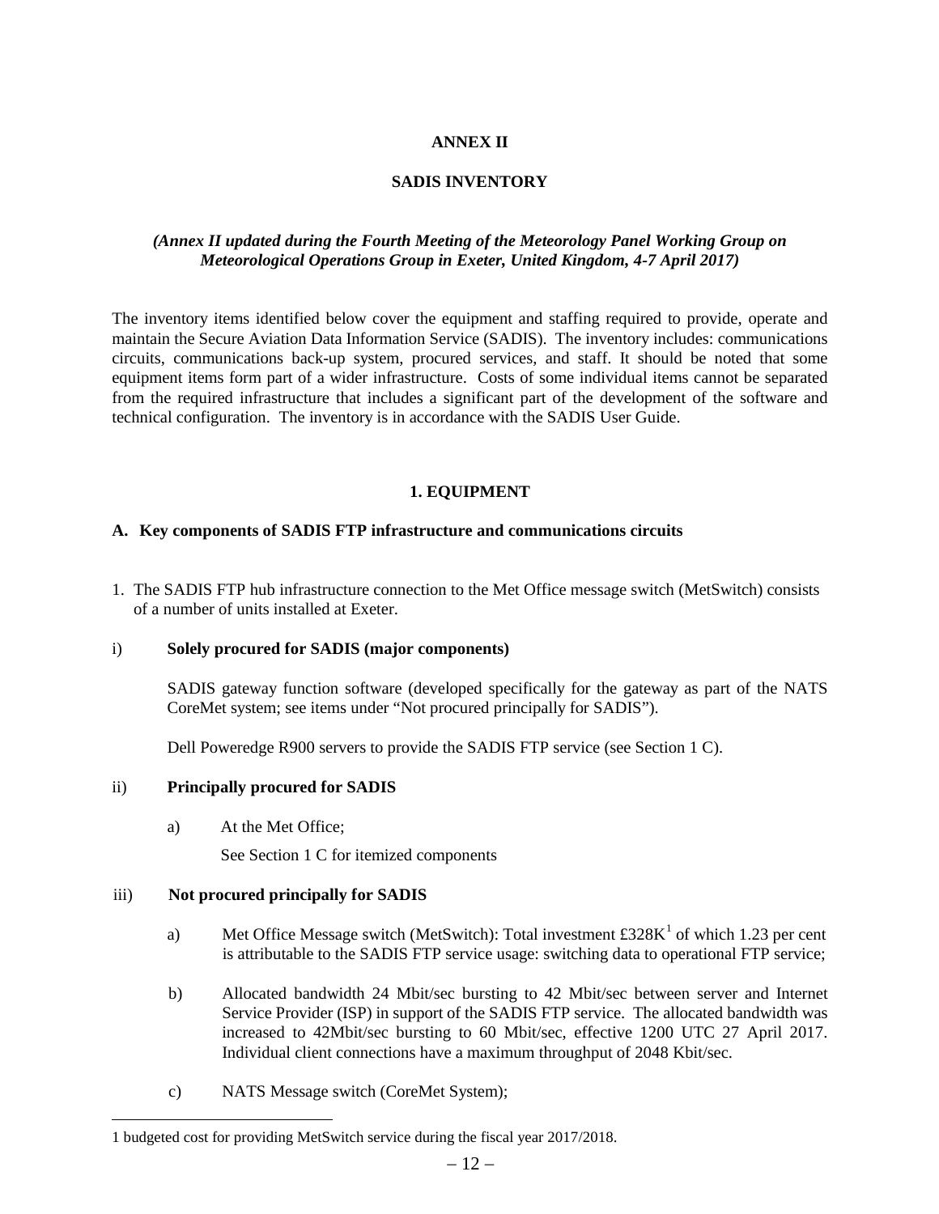# ANNEX II

## SADIS INVENTORY

*(Annex II updated during the Fourth Meeting of the Meteorology Panel Working Group on Meteorological Operations Group in Exeter, United Kingdom, 4-7 April 2017)*

The inventory items identified below cover the equipment and staffing required to provide, operate and maintain the Secure Aviation Data Information Service (SADIS). The inventory includes: communications circuits, communications back-up system, procured services, and staff. It should be noted that some equipment items form part of a wider infrastructure. Costs of some individual items cannot be separated from the required infrastructure that includes a significant part of the development of the software and technical configuration. The inventory is in accordance with the SADIS User Guide.

## 1. EQUIPMENT

### A. Key components of SADIS FTP infrastructure and communications circuits

1. The SADIS FTP hub infrastructure connection to the Met Office message switch (MetSwitch) consists of a number of units installed at Exeter.

i) **Solely procured for SADIS (major components)**

SADIS gateway function software (developed specifically for the gateway as part of the NATS CoreMet system; see items under "Not procured principally for SADIS").

Dell Poweredge R900 servers to provide the SADIS FTP service (see Section 1 C).

ii) **Principally procured for SADIS**

a) At the Met Office;

See Section 1 C for itemized components

iii) **Not procured principally for SADIS**

a) Met Office Message switch (MetSwitch): Total investment £328K[1] of which 1.23 per cent is attributable to the SADIS FTP service usage: switching data to operational FTP service;

b) Allocated bandwidth 24 Mbit/sec bursting to 42 Mbit/sec between server and Internet Service Provider (ISP) in support of the SADIS FTP service. The allocated bandwidth was increased to 42Mbit/sec bursting to 60 Mbit/sec, effective 1200 UTC 27 April 2017. Individual client connections have a maximum throughput of 2048 Kbit/sec.

c) NATS Message switch (CoreMet System);

---

1 budgeted cost for providing MetSwitch service during the fiscal year 2017/2018.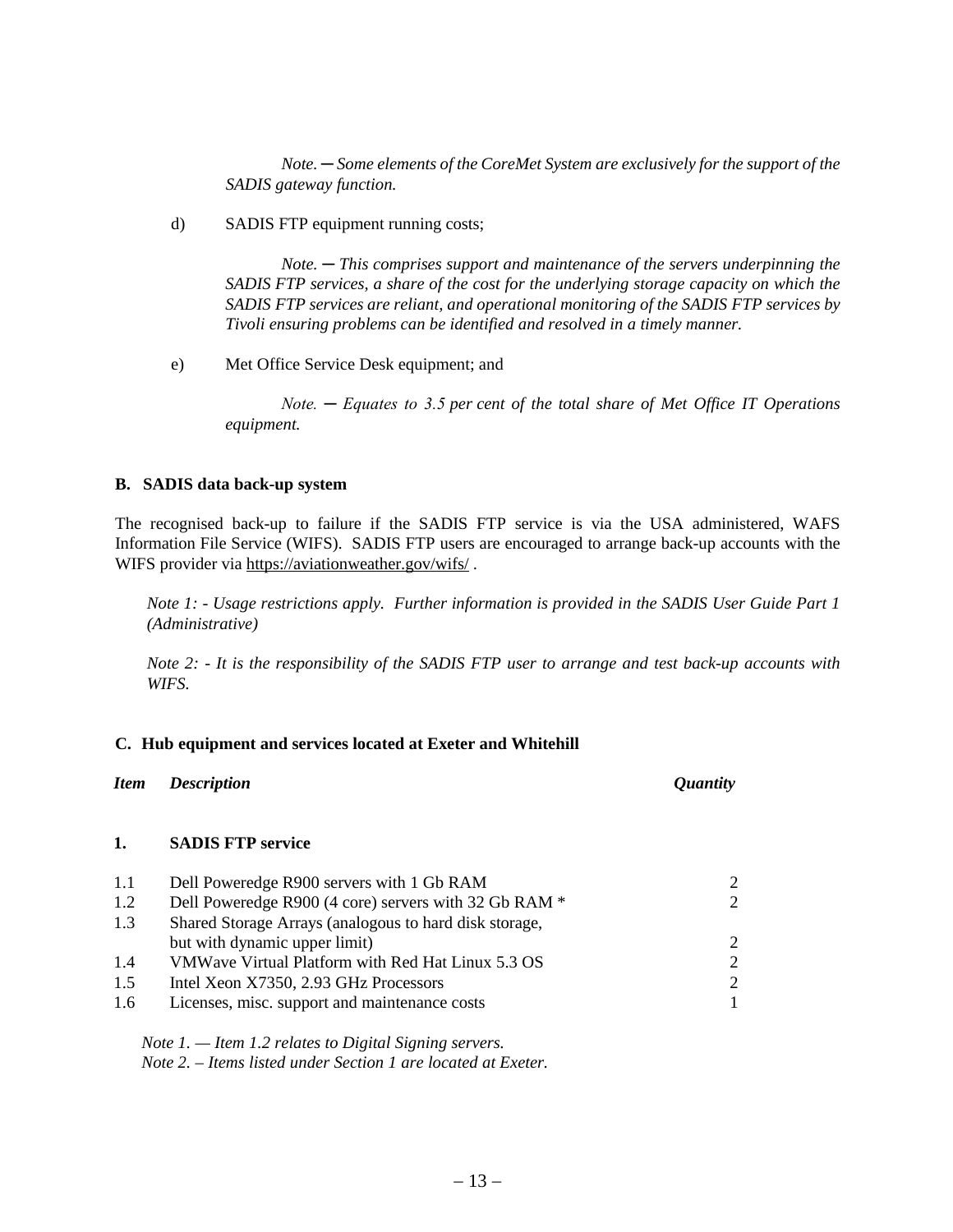*Note.* ─ *Some elements of the CoreMet System are exclusively for the support of the SADIS gateway function.*

d) SADIS FTP equipment running costs;

*Note.* ─ *This comprises support and maintenance of the servers underpinning the SADIS FTP services, a share of the cost for the underlying storage capacity on which the SADIS FTP services are reliant, and operational monitoring of the SADIS FTP services by Tivoli ensuring problems can be identified and resolved in a timely manner.*

e) Met Office Service Desk equipment; and

*Note.* ─ *Equates to 3.5 per cent of the total share of Met Office IT Operations equipment.*

**B. SADIS data back-up system**

The recognised back-up to failure if the SADIS FTP service is via the USA administered, WAFS Information File Service (WIFS). SADIS FTP users are encouraged to arrange back-up accounts with the WIFS provider via https://aviationweather.gov/wifs/ .

*Note 1: - Usage restrictions apply. Further information is provided in the SADIS User Guide Part 1 (Administrative)*

*Note 2: - It is the responsibility of the SADIS FTP user to arrange and test back-up accounts with WIFS.*

**C. Hub equipment and services located at Exeter and Whitehill**

| ***Item*** | ***Description*** | ***Quantity*** |
|---|---|---|
| **1.** | **SADIS FTP service** | |
| 1.1 | Dell Poweredge R900 servers with 1 Gb RAM | 2 |
| 1.2 | Dell Poweredge R900 (4 core) servers with 32 Gb RAM * | 2 |
| 1.3 | Shared Storage Arrays (analogous to hard disk storage, but with dynamic upper limit) | 2 |
| 1.4 | VMWave Virtual Platform with Red Hat Linux 5.3 OS | 2 |
| 1.5 | Intel Xeon X7350, 2.93 GHz Processors | 2 |
| 1.6 | Licenses, misc. support and maintenance costs | 1 |

*Note 1. — Item 1.2 relates to Digital Signing servers.*
*Note 2. – Items listed under Section 1 are located at Exeter.*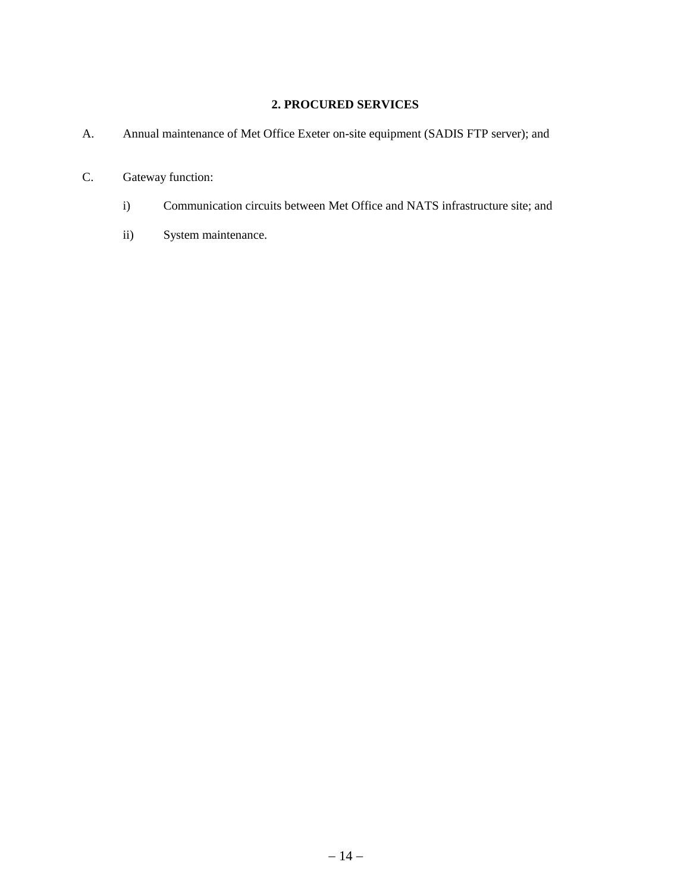## 2. PROCURED SERVICES

A. Annual maintenance of Met Office Exeter on-site equipment (SADIS FTP server); and

C. Gateway function:

   i) Communication circuits between Met Office and NATS infrastructure site; and

   ii) System maintenance.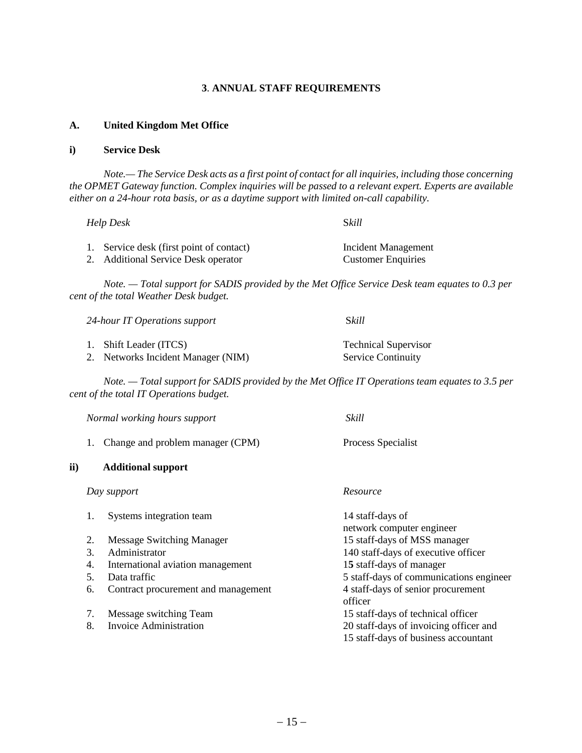## **3**. **ANNUAL STAFF REQUIREMENTS**

### A. United Kingdom Met Office

#### i) Service Desk

*Note.— The Service Desk acts as a first point of contact for all inquiries, including those concerning the OPMET Gateway function. Complex inquiries will be passed to a relevant expert. Experts are available either on a 24-hour rota basis, or as a daytime support with limited on-call capability.*

| *Help Desk* | S*kill* |
|---|---|
| 1. Service desk (first point of contact) | Incident Management |
| 2. Additional Service Desk operator | Customer Enquiries |

*Note. — Total support for SADIS provided by the Met Office Service Desk team equates to 0.3 per cent of the total Weather Desk budget.*

| *24-hour IT Operations support* | S*kill* |
|---|---|
| 1. Shift Leader (ITCS) | Technical Supervisor |
| 2. Networks Incident Manager (NIM) | Service Continuity |

*Note. — Total support for SADIS provided by the Met Office IT Operations team equates to 3.5 per cent of the total IT Operations budget.*

| *Normal working hours support* | *Skill* |
|---|---|
| 1. Change and problem manager (CPM) | Process Specialist |

#### ii) Additional support

| *Day support* | *Resource* |
|---|---|
| 1. Systems integration team | 14 staff-days of network computer engineer |
| 2. Message Switching Manager | 15 staff-days of MSS manager |
| 3. Administrator | 140 staff-days of executive officer |
| 4. International aviation management | 1**5** staff-days of manager |
| 5. Data traffic | 5 staff-days of communications engineer |
| 6. Contract procurement and management | 4 staff-days of senior procurement officer |
| 7. Message switching Team | 15 staff-days of technical officer |
| 8. Invoice Administration | 20 staff-days of invoicing officer and 15 staff-days of business accountant |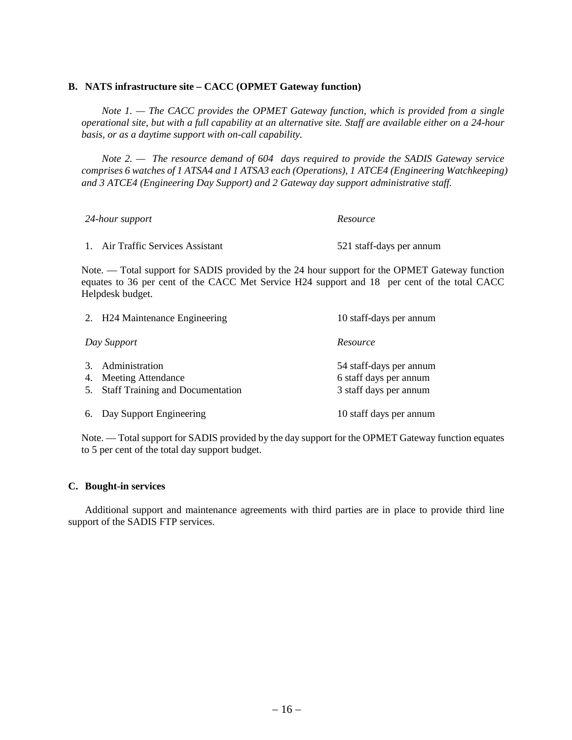**B. NATS infrastructure site – CACC (OPMET Gateway function)**

*Note 1. — The CACC provides the OPMET Gateway function, which is provided from a single operational site, but with a full capability at an alternative site. Staff are available either on a 24-hour basis, or as a daytime support with on-call capability.*

*Note 2. — The resource demand of 604 days required to provide the SADIS Gateway service comprises 6 watches of 1 ATSA4 and 1 ATSA3 each (Operations), 1 ATCE4 (Engineering Watchkeeping) and 3 ATCE4 (Engineering Day Support) and 2 Gateway day support administrative staff.*

| *24-hour support* | *Resource* |
|---|---|
| 1. Air Traffic Services Assistant | 521 staff-days per annum |

Note. — Total support for SADIS provided by the 24 hour support for the OPMET Gateway function equates to 36 per cent of the CACC Met Service H24 support and 18 per cent of the total CACC Helpdesk budget.

| | |
|---|---|
| 2. H24 Maintenance Engineering | 10 staff-days per annum |
| *Day Support* | *Resource* |
| 3. Administration | 54 staff-days per annum |
| 4. Meeting Attendance | 6 staff days per annum |
| 5. Staff Training and Documentation | 3 staff days per annum |
| 6. Day Support Engineering | 10 staff days per annum |

Note. — Total support for SADIS provided by the day support for the OPMET Gateway function equates to 5 per cent of the total day support budget.

**C. Bought-in services**

Additional support and maintenance agreements with third parties are in place to provide third line support of the SADIS FTP services.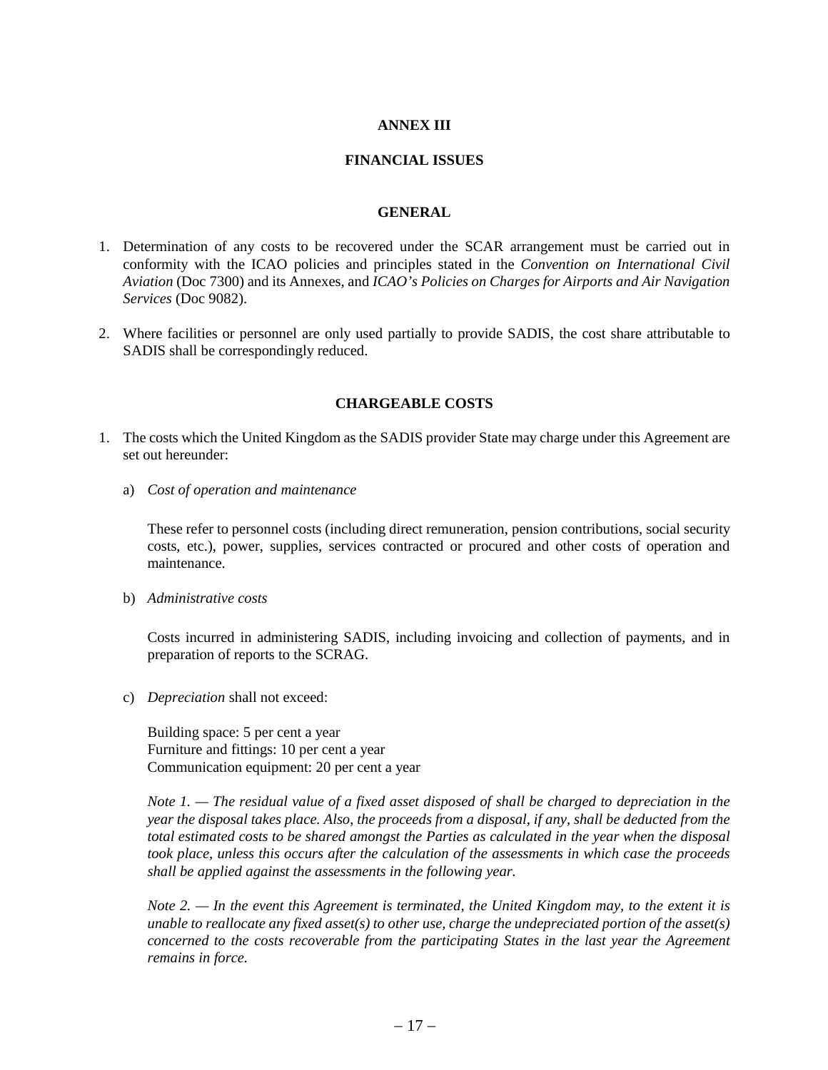# ANNEX III

## FINANCIAL ISSUES

### GENERAL

1. Determination of any costs to be recovered under the SCAR arrangement must be carried out in conformity with the ICAO policies and principles stated in the *Convention on International Civil Aviation* (Doc 7300) and its Annexes, and *ICAO's Policies on Charges for Airports and Air Navigation Services* (Doc 9082).

2. Where facilities or personnel are only used partially to provide SADIS, the cost share attributable to SADIS shall be correspondingly reduced.

### CHARGEABLE COSTS

1. The costs which the United Kingdom as the SADIS provider State may charge under this Agreement are set out hereunder:

   a) *Cost of operation and maintenance*

      These refer to personnel costs (including direct remuneration, pension contributions, social security costs, etc.), power, supplies, services contracted or procured and other costs of operation and maintenance.

   b) *Administrative costs*

      Costs incurred in administering SADIS, including invoicing and collection of payments, and in preparation of reports to the SCRAG.

   c) *Depreciation* shall not exceed:

      Building space: 5 per cent a year
      Furniture and fittings: 10 per cent a year
      Communication equipment: 20 per cent a year

      *Note 1. — The residual value of a fixed asset disposed of shall be charged to depreciation in the year the disposal takes place. Also, the proceeds from a disposal, if any, shall be deducted from the total estimated costs to be shared amongst the Parties as calculated in the year when the disposal took place, unless this occurs after the calculation of the assessments in which case the proceeds shall be applied against the assessments in the following year.*

      *Note 2. — In the event this Agreement is terminated, the United Kingdom may, to the extent it is unable to reallocate any fixed asset(s) to other use, charge the undepreciated portion of the asset(s) concerned to the costs recoverable from the participating States in the last year the Agreement remains in force.*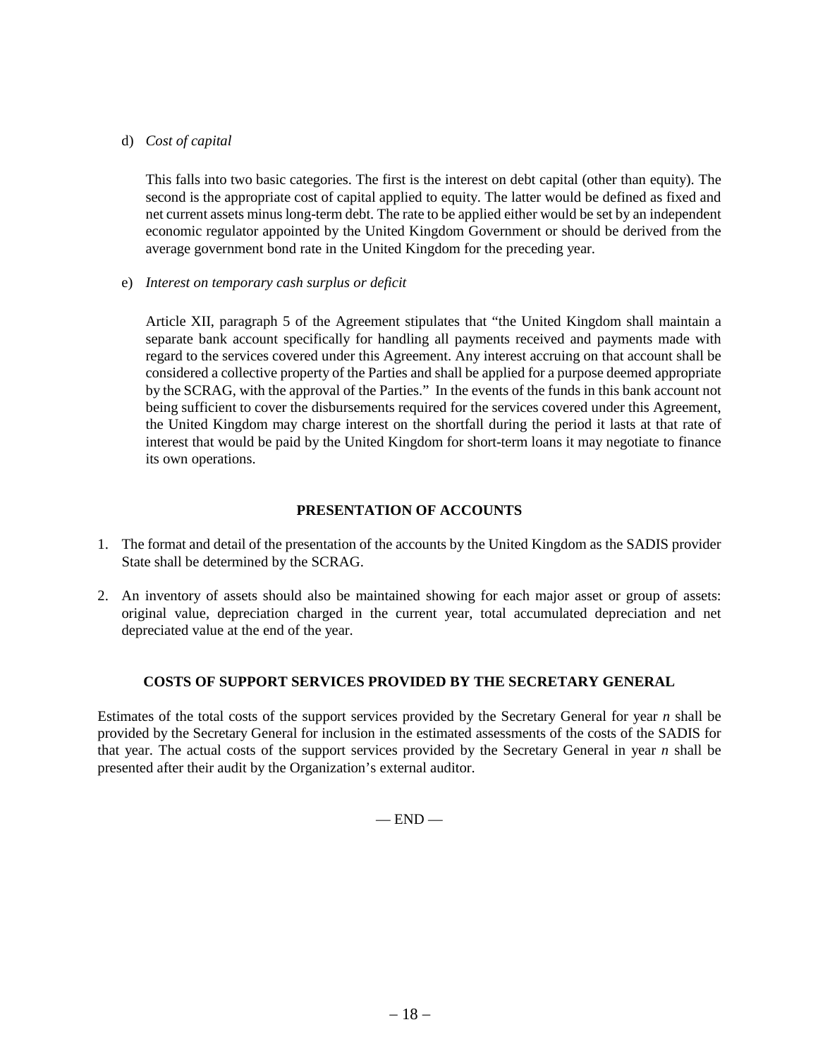d) *Cost of capital*

This falls into two basic categories. The first is the interest on debt capital (other than equity). The second is the appropriate cost of capital applied to equity. The latter would be defined as fixed and net current assets minus long-term debt. The rate to be applied either would be set by an independent economic regulator appointed by the United Kingdom Government or should be derived from the average government bond rate in the United Kingdom for the preceding year.

e) *Interest on temporary cash surplus or deficit*

Article XII, paragraph 5 of the Agreement stipulates that "the United Kingdom shall maintain a separate bank account specifically for handling all payments received and payments made with regard to the services covered under this Agreement. Any interest accruing on that account shall be considered a collective property of the Parties and shall be applied for a purpose deemed appropriate by the SCRAG, with the approval of the Parties." In the events of the funds in this bank account not being sufficient to cover the disbursements required for the services covered under this Agreement, the United Kingdom may charge interest on the shortfall during the period it lasts at that rate of interest that would be paid by the United Kingdom for short-term loans it may negotiate to finance its own operations.

## PRESENTATION OF ACCOUNTS

1. The format and detail of the presentation of the accounts by the United Kingdom as the SADIS provider State shall be determined by the SCRAG.

2. An inventory of assets should also be maintained showing for each major asset or group of assets: original value, depreciation charged in the current year, total accumulated depreciation and net depreciated value at the end of the year.

## COSTS OF SUPPORT SERVICES PROVIDED BY THE SECRETARY GENERAL

Estimates of the total costs of the support services provided by the Secretary General for year *n* shall be provided by the Secretary General for inclusion in the estimated assessments of the costs of the SADIS for that year. The actual costs of the support services provided by the Secretary General in year *n* shall be presented after their audit by the Organization's external auditor.

— END —